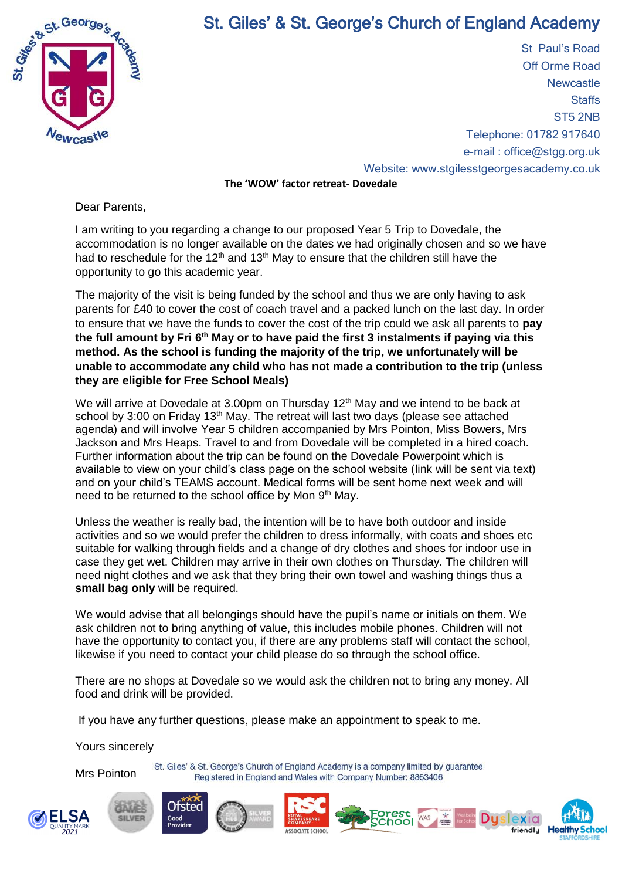# St. Giles' & St. George's Church of England Academy

St Paul's Road
Off Orme Road
Newcastle
Staffs
ST5 2NB
Telephone: 01782 917640
e-mail : office@stgg.org.uk
Website: www.stgilesstgeorgesacademy.co.uk

**The 'WOW' factor retreat- Dovedale**

Dear Parents,

I am writing to you regarding a change to our proposed Year 5 Trip to Dovedale, the accommodation is no longer available on the dates we had originally chosen and so we have had to reschedule for the 12th and 13th May to ensure that the children still have the opportunity to go this academic year.

The majority of the visit is being funded by the school and thus we are only having to ask parents for £40 to cover the cost of coach travel and a packed lunch on the last day. In order to ensure that we have the funds to cover the cost of the trip could we ask all parents to **pay the full amount by Fri 6th May or to have paid the first 3 instalments if paying via this method. As the school is funding the majority of the trip, we unfortunately will be unable to accommodate any child who has not made a contribution to the trip (unless they are eligible for Free School Meals)**

We will arrive at Dovedale at 3.00pm on Thursday 12th May and we intend to be back at school by 3:00 on Friday 13th May. The retreat will last two days (please see attached agenda) and will involve Year 5 children accompanied by Mrs Pointon, Miss Bowers, Mrs Jackson and Mrs Heaps. Travel to and from Dovedale will be completed in a hired coach. Further information about the trip can be found on the Dovedale Powerpoint which is available to view on your child's class page on the school website (link will be sent via text) and on your child's TEAMS account. Medical forms will be sent home next week and will need to be returned to the school office by Mon 9th May.

Unless the weather is really bad, the intention will be to have both outdoor and inside activities and so we would prefer the children to dress informally, with coats and shoes etc suitable for walking through fields and a change of dry clothes and shoes for indoor use in case they get wet. Children may arrive in their own clothes on Thursday. The children will need night clothes and we ask that they bring their own towel and washing things thus a **small bag only** will be required.

We would advise that all belongings should have the pupil's name or initials on them. We ask children not to bring anything of value, this includes mobile phones. Children will not have the opportunity to contact you, if there are any problems staff will contact the school, likewise if you need to contact your child please do so through the school office.

There are no shops at Dovedale so we would ask the children not to bring any money. All food and drink will be provided.

If you have any further questions, please make an appointment to speak to me.

Yours sincerely

Mrs Pointon

St. Giles' & St. George's Church of England Academy is a company limited by guarantee
Registered in England and Wales with Company Number: 8863406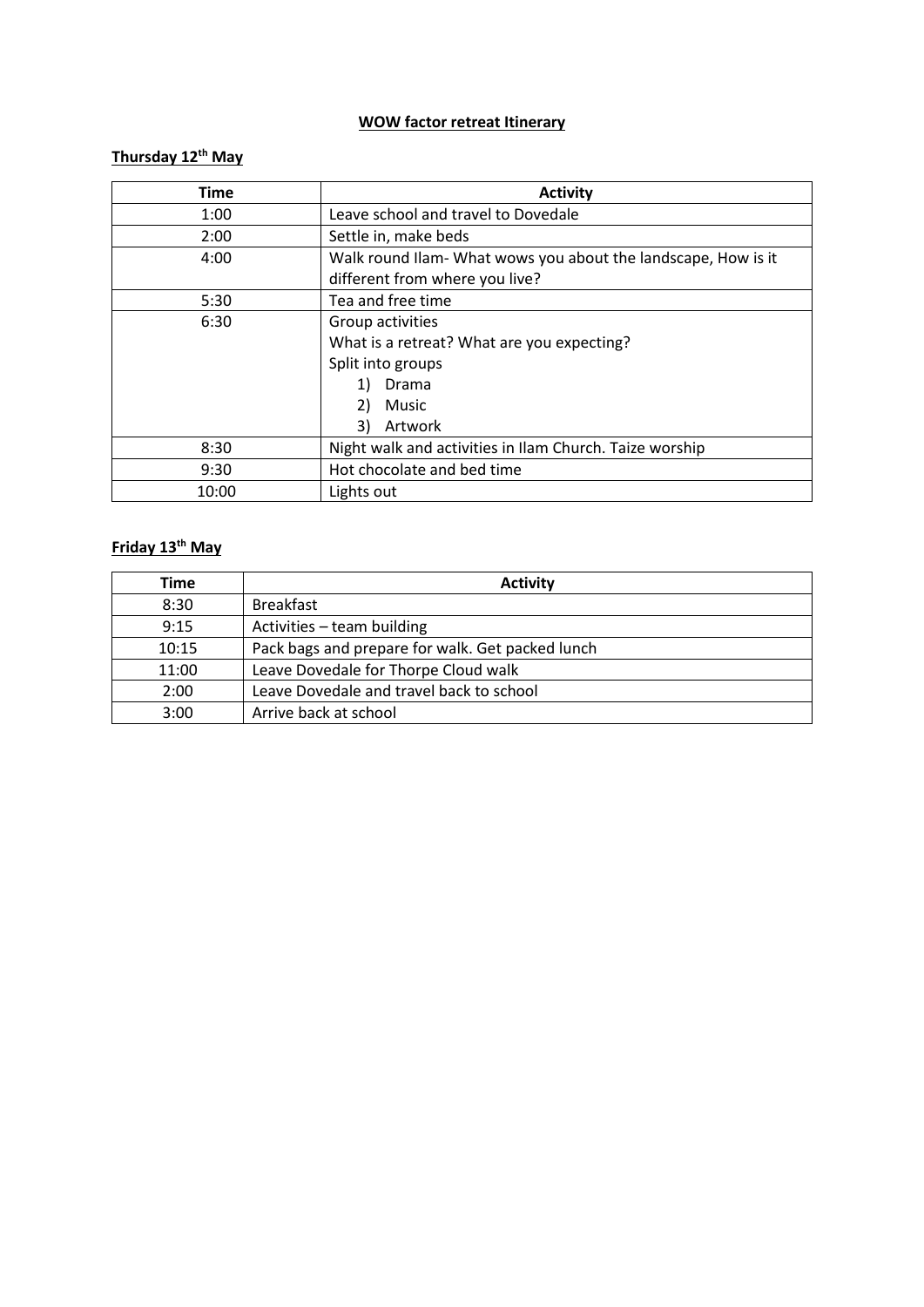# WOW factor retreat Itinerary

## Thursday 12th May

| Time | Activity |
|---|---|
| 1:00 | Leave school and travel to Dovedale |
| 2:00 | Settle in, make beds |
| 4:00 | Walk round Ilam- What wows you about the landscape, How is it different from where you live? |
| 5:30 | Tea and free time |
| 6:30 | Group activities<br>What is a retreat? What are you expecting?<br>Split into groups<br>1) Drama<br>2) Music<br>3) Artwork |
| 8:30 | Night walk and activities in Ilam Church. Taize worship |
| 9:30 | Hot chocolate and bed time |
| 10:00 | Lights out |

## Friday 13th May

| Time | Activity |
|---|---|
| 8:30 | Breakfast |
| 9:15 | Activities – team building |
| 10:15 | Pack bags and prepare for walk. Get packed lunch |
| 11:00 | Leave Dovedale for Thorpe Cloud walk |
| 2:00 | Leave Dovedale and travel back to school |
| 3:00 | Arrive back at school |